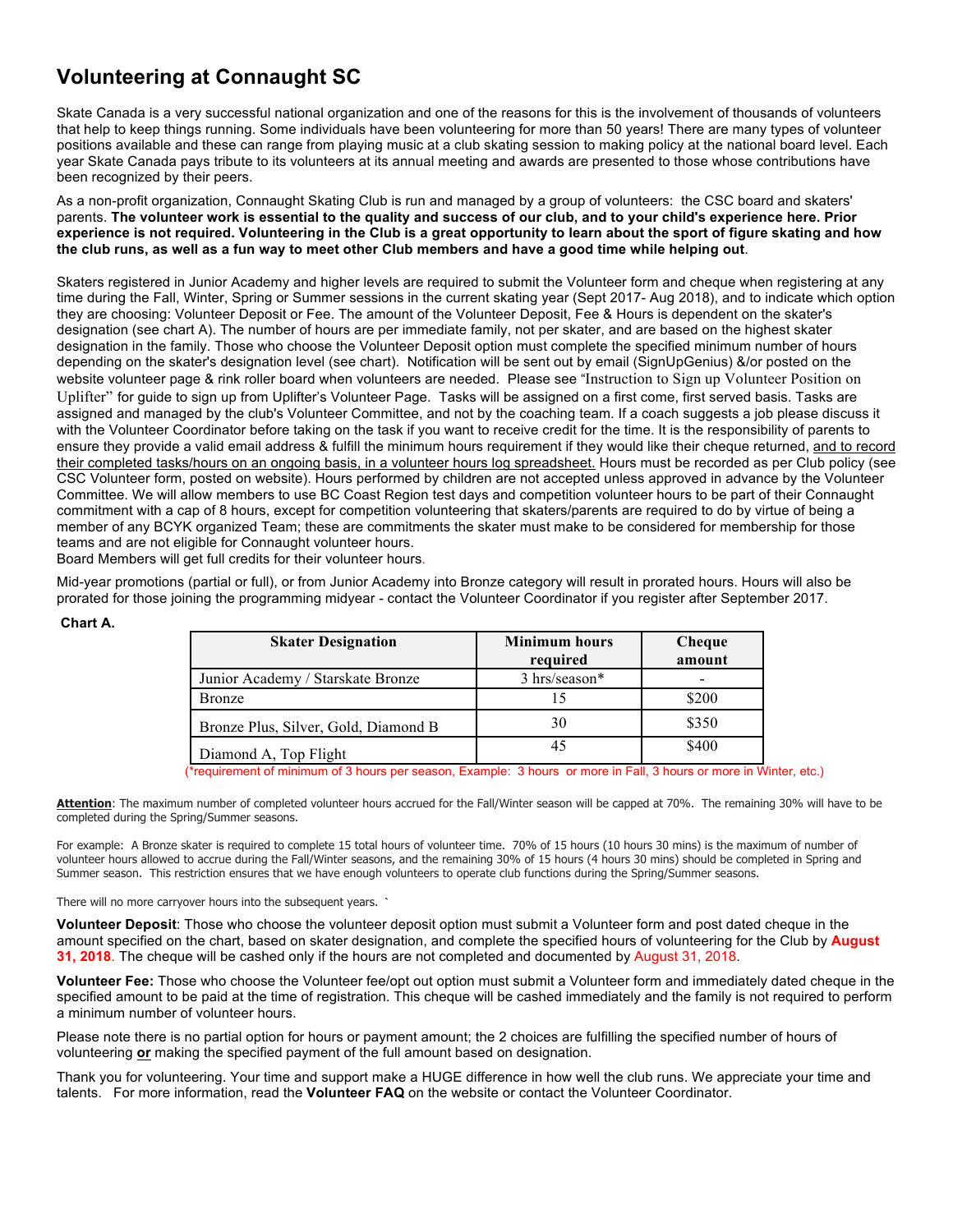# Volunteering at Connaught SC

Skate Canada is a very successful national organization and one of the reasons for this is the involvement of thousands of volunteers that help to keep things running. Some individuals have been volunteering for more than 50 years! There are many types of volunteer positions available and these can range from playing music at a club skating session to making policy at the national board level. Each year Skate Canada pays tribute to its volunteers at its annual meeting and awards are presented to those whose contributions have been recognized by their peers.

As a non-profit organization, Connaught Skating Club is run and managed by a group of volunteers: the CSC board and skaters' parents. **The volunteer work is essential to the quality and success of our club, and to your child's experience here. Prior experience is not required. Volunteering in the Club is a great opportunity to learn about the sport of figure skating and how the club runs, as well as a fun way to meet other Club members and have a good time while helping out**.

Skaters registered in Junior Academy and higher levels are required to submit the Volunteer form and cheque when registering at any time during the Fall, Winter, Spring or Summer sessions in the current skating year (Sept 2017- Aug 2018), and to indicate which option they are choosing: Volunteer Deposit or Fee. The amount of the Volunteer Deposit, Fee & Hours is dependent on the skater's designation (see chart A). The number of hours are per immediate family, not per skater, and are based on the highest skater designation in the family. Those who choose the Volunteer Deposit option must complete the specified minimum number of hours depending on the skater's designation level (see chart). Notification will be sent out by email (SignUpGenius) &/or posted on the website volunteer page & rink roller board when volunteers are needed. Please see "Instruction to Sign up Volunteer Position on Uplifter" for guide to sign up from Uplifter's Volunteer Page. Tasks will be assigned on a first come, first served basis. Tasks are assigned and managed by the club's Volunteer Committee, and not by the coaching team. If a coach suggests a job please discuss it with the Volunteer Coordinator before taking on the task if you want to receive credit for the time. It is the responsibility of parents to ensure they provide a valid email address & fulfill the minimum hours requirement if they would like their cheque returned, <u>and to record their completed tasks/hours on an ongoing basis, in a volunteer hours log spreadsheet.</u> Hours must be recorded as per Club policy (see CSC Volunteer form, posted on website). Hours performed by children are not accepted unless approved in advance by the Volunteer Committee. We will allow members to use BC Coast Region test days and competition volunteer hours to be part of their Connaught commitment with a cap of 8 hours, except for competition volunteering that skaters/parents are required to do by virtue of being a member of any BCYK organized Team; these are commitments the skater must make to be considered for membership for those teams and are not eligible for Connaught volunteer hours.
Board Members will get full credits for their volunteer hours.

Mid-year promotions (partial or full), or from Junior Academy into Bronze category will result in prorated hours. Hours will also be prorated for those joining the programming midyear - contact the Volunteer Coordinator if you register after September 2017.

**Chart A.**

| Skater Designation | Minimum hours required | Cheque amount |
|---|---|---|
| Junior Academy / Starskate Bronze | 3 hrs/season* | - |
| Bronze | 15 | $200 |
| Bronze Plus, Silver, Gold, Diamond B | 30 | $350 |
| Diamond A, Top Flight | 45 | $400 |

(*requirement of minimum of 3 hours per season, Example: 3 hours or more in Fall, 3 hours or more in Winter, etc.)

**<u>Attention</u>**: The maximum number of completed volunteer hours accrued for the Fall/Winter season will be capped at 70%. The remaining 30% will have to be completed during the Spring/Summer seasons.

For example: A Bronze skater is required to complete 15 total hours of volunteer time. 70% of 15 hours (10 hours 30 mins) is the maximum of number of volunteer hours allowed to accrue during the Fall/Winter seasons, and the remaining 30% of 15 hours (4 hours 30 mins) should be completed in Spring and Summer season. This restriction ensures that we have enough volunteers to operate club functions during the Spring/Summer seasons.

There will no more carryover hours into the subsequent years. `

**Volunteer Deposit**: Those who choose the volunteer deposit option must submit a Volunteer form and post dated cheque in the amount specified on the chart, based on skater designation, and complete the specified hours of volunteering for the Club by **August 31, 2018**. The cheque will be cashed only if the hours are not completed and documented by August 31, 2018.

**Volunteer Fee:** Those who choose the Volunteer fee/opt out option must submit a Volunteer form and immediately dated cheque in the specified amount to be paid at the time of registration. This cheque will be cashed immediately and the family is not required to perform a minimum number of volunteer hours.

Please note there is no partial option for hours or payment amount; the 2 choices are fulfilling the specified number of hours of volunteering **<u>or</u>** making the specified payment of the full amount based on designation.

Thank you for volunteering. Your time and support make a HUGE difference in how well the club runs. We appreciate your time and talents. For more information, read the **Volunteer FAQ** on the website or contact the Volunteer Coordinator.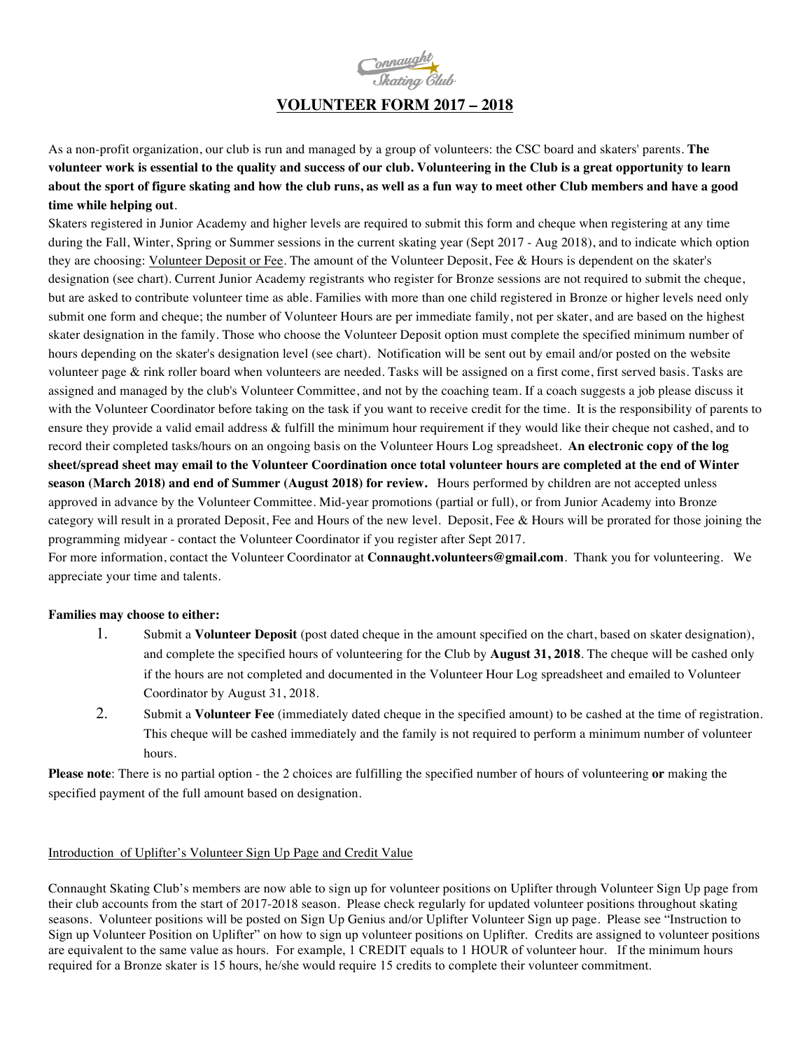Connaught Skating Club

# VOLUNTEER FORM 2017 – 2018

As a non-profit organization, our club is run and managed by a group of volunteers: the CSC board and skaters' parents. **The volunteer work is essential to the quality and success of our club. Volunteering in the Club is a great opportunity to learn about the sport of figure skating and how the club runs, as well as a fun way to meet other Club members and have a good time while helping out**.

Skaters registered in Junior Academy and higher levels are required to submit this form and cheque when registering at any time during the Fall, Winter, Spring or Summer sessions in the current skating year (Sept 2017 - Aug 2018), and to indicate which option they are choosing: Volunteer Deposit or Fee. The amount of the Volunteer Deposit, Fee & Hours is dependent on the skater's designation (see chart). Current Junior Academy registrants who register for Bronze sessions are not required to submit the cheque, but are asked to contribute volunteer time as able. Families with more than one child registered in Bronze or higher levels need only submit one form and cheque; the number of Volunteer Hours are per immediate family, not per skater, and are based on the highest skater designation in the family. Those who choose the Volunteer Deposit option must complete the specified minimum number of hours depending on the skater's designation level (see chart). Notification will be sent out by email and/or posted on the website volunteer page & rink roller board when volunteers are needed. Tasks will be assigned on a first come, first served basis. Tasks are assigned and managed by the club's Volunteer Committee, and not by the coaching team. If a coach suggests a job please discuss it with the Volunteer Coordinator before taking on the task if you want to receive credit for the time. It is the responsibility of parents to ensure they provide a valid email address & fulfill the minimum hour requirement if they would like their cheque not cashed, and to record their completed tasks/hours on an ongoing basis on the Volunteer Hours Log spreadsheet. **An electronic copy of the log sheet/spread sheet may email to the Volunteer Coordination once total volunteer hours are completed at the end of Winter season (March 2018) and end of Summer (August 2018) for review.** Hours performed by children are not accepted unless approved in advance by the Volunteer Committee. Mid-year promotions (partial or full), or from Junior Academy into Bronze category will result in a prorated Deposit, Fee and Hours of the new level. Deposit, Fee & Hours will be prorated for those joining the programming midyear - contact the Volunteer Coordinator if you register after Sept 2017.

For more information, contact the Volunteer Coordinator at **Connaught.volunteers@gmail.com**. Thank you for volunteering. We appreciate your time and talents.

**Families may choose to either:**

1. Submit a **Volunteer Deposit** (post dated cheque in the amount specified on the chart, based on skater designation), and complete the specified hours of volunteering for the Club by **August 31, 2018**. The cheque will be cashed only if the hours are not completed and documented in the Volunteer Hour Log spreadsheet and emailed to Volunteer Coordinator by August 31, 2018.
2. Submit a **Volunteer Fee** (immediately dated cheque in the specified amount) to be cashed at the time of registration. This cheque will be cashed immediately and the family is not required to perform a minimum number of volunteer hours.

**Please note**: There is no partial option - the 2 choices are fulfilling the specified number of hours of volunteering **or** making the specified payment of the full amount based on designation.

Introduction of Uplifter's Volunteer Sign Up Page and Credit Value

Connaught Skating Club's members are now able to sign up for volunteer positions on Uplifter through Volunteer Sign Up page from their club accounts from the start of 2017-2018 season. Please check regularly for updated volunteer positions throughout skating seasons. Volunteer positions will be posted on Sign Up Genius and/or Uplifter Volunteer Sign up page. Please see "Instruction to Sign up Volunteer Position on Uplifter" on how to sign up volunteer positions on Uplifter. Credits are assigned to volunteer positions are equivalent to the same value as hours. For example, 1 CREDIT equals to 1 HOUR of volunteer hour. If the minimum hours required for a Bronze skater is 15 hours, he/she would require 15 credits to complete their volunteer commitment.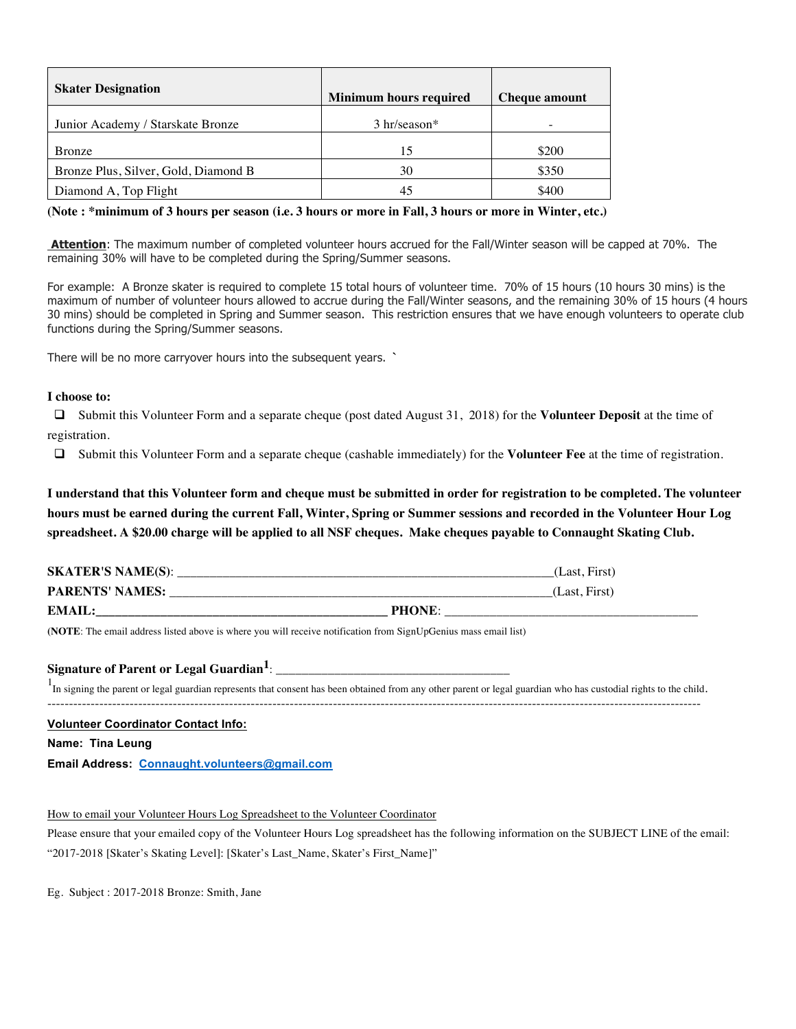| **Skater Designation** | **Minimum hours required** | **Cheque amount** |
|---|---|---|
| Junior Academy / Starskate Bronze | 3 hr/season* | - |
| Bronze | 15 | $200 |
| Bronze Plus, Silver, Gold, Diamond B | 30 | $350 |
| Diamond A, Top Flight | 45 | $400 |

**(Note : *minimum of 3 hours per season (i.e. 3 hours or more in Fall, 3 hours or more in Winter, etc.)**

**Attention**: The maximum number of completed volunteer hours accrued for the Fall/Winter season will be capped at 70%. The remaining 30% will have to be completed during the Spring/Summer seasons.

For example: A Bronze skater is required to complete 15 total hours of volunteer time. 70% of 15 hours (10 hours 30 mins) is the maximum of number of volunteer hours allowed to accrue during the Fall/Winter seasons, and the remaining 30% of 15 hours (4 hours 30 mins) should be completed in Spring and Summer season. This restriction ensures that we have enough volunteers to operate club functions during the Spring/Summer seasons.

There will be no more carryover hours into the subsequent years. `

**I choose to:**

- ❑ Submit this Volunteer Form and a separate cheque (post dated August 31, 2018) for the **Volunteer Deposit** at the time of registration.
- ❑ Submit this Volunteer Form and a separate cheque (cashable immediately) for the **Volunteer Fee** at the time of registration.

**I understand that this Volunteer form and cheque must be submitted in order for registration to be completed. The volunteer hours must be earned during the current Fall, Winter, Spring or Summer sessions and recorded in the Volunteer Hour Log spreadsheet. A $20.00 charge will be applied to all NSF cheques. Make cheques payable to Connaught Skating Club.**

**SKATER'S NAME(S)**: ____________________________________________________________(Last, First)

**PARENTS' NAMES:** ____________________________________________________________(Last, First)

**EMAIL:**_____________________________________________ **PHONE**: ________________________________________

(**NOTE**: The email address listed above is where you will receive notification from SignUpGenius mass email list)

**Signature of Parent or Legal Guardian**[1]: ____________________________________

[1]In signing the parent or legal guardian represents that consent has been obtained from any other parent or legal guardian who has custodial rights to the child.

---

**Volunteer Coordinator Contact Info:**

**Name: Tina Leung**

**Email Address: Connaught.volunteers@gmail.com**

How to email your Volunteer Hours Log Spreadsheet to the Volunteer Coordinator

Please ensure that your emailed copy of the Volunteer Hours Log spreadsheet has the following information on the SUBJECT LINE of the email:

"2017-2018 [Skater's Skating Level]: [Skater's Last_Name, Skater's First_Name]"

Eg. Subject : 2017-2018 Bronze: Smith, Jane